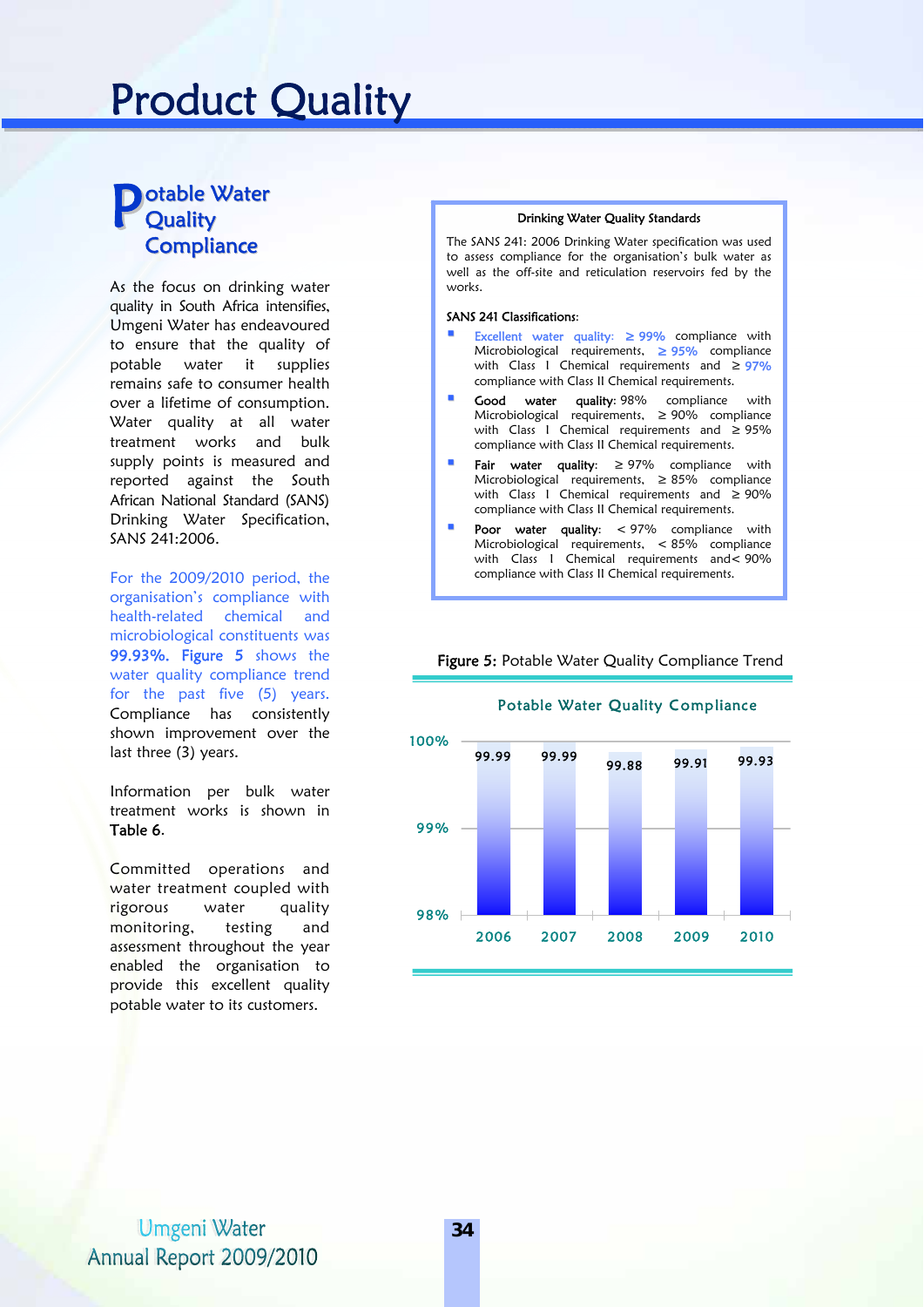# Product Quality

## Potable Water Quality Compliance

As the focus on drinking water quality in South Africa intensifies, Umgeni Water has endeavoured to ensure that the quality of potable water it supplies remains safe to consumer health over a lifetime of consumption. Water quality at all water treatment works and bulk supply points is measured and reported against the South African National Standard (SANS) Drinking Water Specification, SANS 241:2006.

For the 2009/2010 period, the organisation's compliance with health-related chemical and microbiological constituents was **99.93%. Figure 5** shows the water quality compliance trend for the past five (5) years. Compliance has consistently shown improvement over the last three (3) years.

Information per bulk water treatment works is shown in **Table 6**.

Committed operations and water treatment coupled with rigorous water quality monitoring, testing and assessment throughout the year enabled the organisation to provide this excellent quality potable water to its customers.

### Drinking Water Quality Standards

The SANS 241: 2006 Drinking Water specification was used to assess compliance for the organisation's bulk water as well as the off-site and reticulation reservoirs fed by the works.

SANS 241 Classifications:

- Excellent water quality: ≥ 99% compliance with Microbiological requirements, ≥ 95% compliance with Class I Chemical requirements and ≥ 97% compliance with Class II Chemical requirements.
- **Good water quality**: 98% compliance with Microbiological requirements, ≥ 90% compliance with Class I Chemical requirements and ≥ 95% compliance with Class II Chemical requirements.
- **Fair water quality**: ≥ 97% compliance with Microbiological requirements, ≥ 85% compliance with Class I Chemical requirements and ≥ 90% compliance with Class II Chemical requirements.
- **Poor water quality**: < 97% compliance with Microbiological requirements, < 85% compliance with Class I Chemical requirements and< 90% compliance with Class II Chemical requirements.

**Figure 5:** Potable Water Quality Compliance Trend

Potable Water Quality Compliance

| Year | Compliance (%) |
|---|---|
| 2006 | 99.99 |
| 2007 | 99.99 |
| 2008 | 99.88 |
| 2009 | 99.91 |
| 2010 | 99.93 |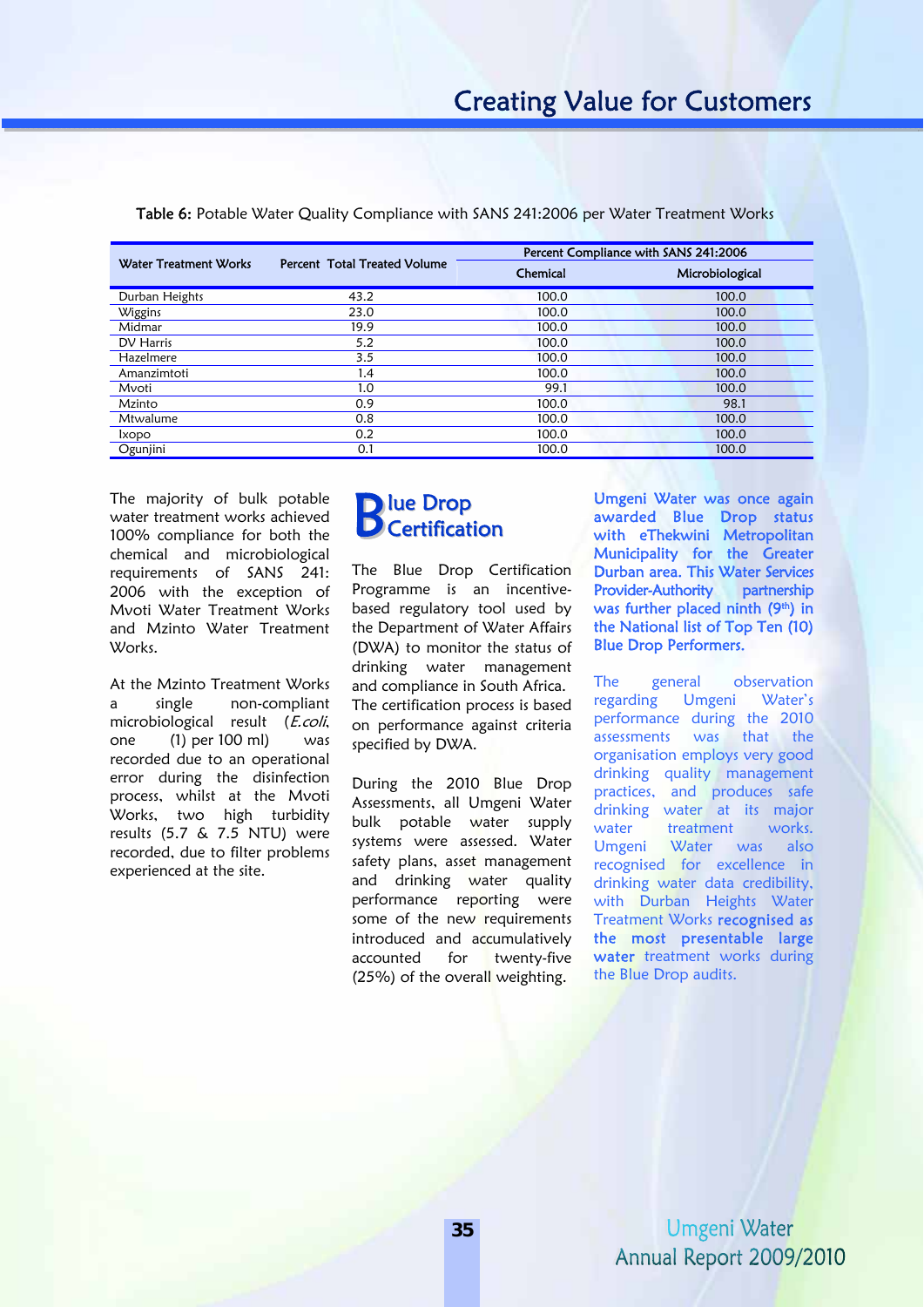**Table 6:** Potable Water Quality Compliance with SANS 241:2006 per Water Treatment Works

| Water Treatment Works | Percent Total Treated Volume | Percent Compliance with SANS 241:2006 | |
|---|---|---|---|
| | | Chemical | Microbiological |
| Durban Heights | 43.2 | 100.0 | 100.0 |
| Wiggins | 23.0 | 100.0 | 100.0 |
| Midmar | 19.9 | 100.0 | 100.0 |
| DV Harris | 5.2 | 100.0 | 100.0 |
| Hazelmere | 3.5 | 100.0 | 100.0 |
| Amanzimtoti | 1.4 | 100.0 | 100.0 |
| Mvoti | 1.0 | 99.1 | 100.0 |
| Mzinto | 0.9 | 100.0 | 98.1 |
| Mtwalume | 0.8 | 100.0 | 100.0 |
| Ixopo | 0.2 | 100.0 | 100.0 |
| Ogunjini | 0.1 | 100.0 | 100.0 |

The majority of bulk potable water treatment works achieved 100% compliance for both the chemical and microbiological requirements of SANS 241: 2006 with the exception of Mvoti Water Treatment Works and Mzinto Water Treatment Works.

At the Mzinto Treatment Works a single non-compliant microbiological result (*E.coli*, one (1) per 100 ml) was recorded due to an operational error during the disinfection process, whilst at the Mvoti Works, two high turbidity results (5.7 & 7.5 NTU) were recorded, due to filter problems experienced at the site.

## Blue Drop Certification

The Blue Drop Certification Programme is an incentive-based regulatory tool used by the Department of Water Affairs (DWA) to monitor the status of drinking water management and compliance in South Africa. The certification process is based on performance against criteria specified by DWA.

During the 2010 Blue Drop Assessments, all Umgeni Water bulk potable water supply systems were assessed. Water safety plans, asset management and drinking water quality performance reporting were some of the new requirements introduced and accumulatively accounted for twenty-five (25%) of the overall weighting.

**Umgeni Water was once again awarded Blue Drop status with eThekwini Metropolitan Municipality for the Greater Durban area. This Water Services Provider-Authority partnership was further placed ninth (9th) in the National list of Top Ten (10) Blue Drop Performers.**

The general observation regarding Umgeni Water's performance during the 2010 assessments was that the organisation employs very good drinking quality management practices, and produces safe drinking water at its major water treatment works. Umgeni Water was also recognised for excellence in drinking water data credibility, with Durban Heights Water Treatment Works **recognised as the most presentable large water** treatment works during the Blue Drop audits.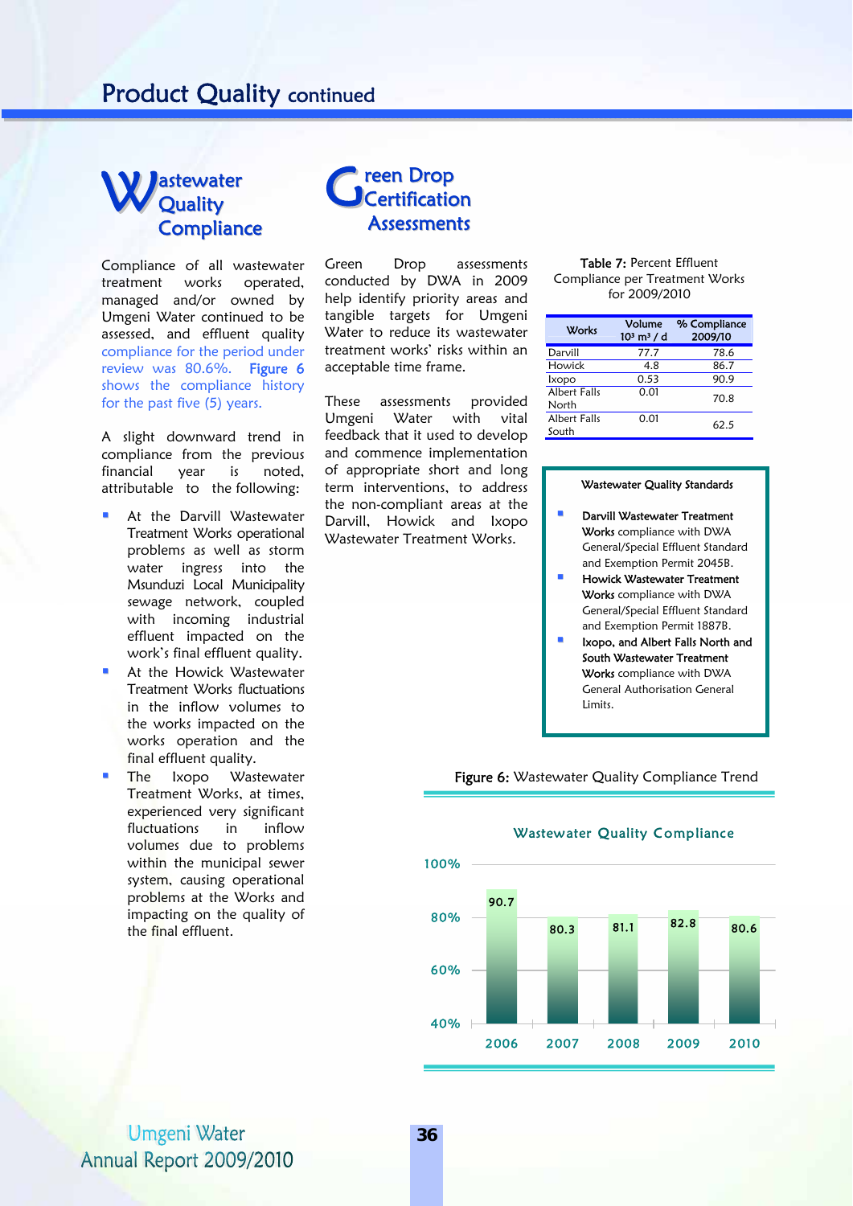# Product Quality continued

## Wastewater Quality Compliance

Compliance of all wastewater treatment works operated, managed and/or owned by Umgeni Water continued to be assessed, and effluent quality compliance for the period under review was 80.6%. **Figure 6** shows the compliance history for the past five (5) years.

A slight downward trend in compliance from the previous financial year is noted, attributable to the following:

- At the Darvill Wastewater Treatment Works operational problems as well as storm water ingress into the Msunduzi Local Municipality sewage network, coupled with incoming industrial effluent impacted on the work's final effluent quality.
- At the Howick Wastewater Treatment Works fluctuations in the inflow volumes to the works impacted on the works operation and the final effluent quality.
- The Ixopo Wastewater Treatment Works, at times, experienced very significant fluctuations in inflow volumes due to problems within the municipal sewer system, causing operational problems at the Works and impacting on the quality of the final effluent.

## Green Drop Certification Assessments

Green Drop assessments conducted by DWA in 2009 help identify priority areas and tangible targets for Umgeni Water to reduce its wastewater treatment works' risks within an acceptable time frame.

These assessments provided Umgeni Water with vital feedback that it used to develop and commence implementation of appropriate short and long term interventions, to address the non-compliant areas at the Darvill, Howick and Ixopo Wastewater Treatment Works.

**Table 7:** Percent Effluent Compliance per Treatment Works for 2009/2010

| Works | Volume $10^3$ m³ / d | % Compliance 2009/10 |
|---|---|---|
| Darvill | 77.7 | 78.6 |
| Howick | 4.8 | 86.7 |
| Ixopo | 0.53 | 90.9 |
| Albert Falls North | 0.01 | 70.8 |
| Albert Falls South | 0.01 | 62.5 |

**Wastewater Quality Standards**

- **Darvill Wastewater Treatment Works** compliance with DWA General/Special Effluent Standard and Exemption Permit 2045B.
- **Howick Wastewater Treatment Works** compliance with DWA General/Special Effluent Standard and Exemption Permit 1887B.
- **Ixopo, and Albert Falls North and South Wastewater Treatment Works** compliance with DWA General Authorisation General Limits.

**Figure 6:** Wastewater Quality Compliance Trend

Wastewater Quality Compliance

| Year | Compliance (%) |
|---|---|
| 2006 | 90.7 |
| 2007 | 80.3 |
| 2008 | 81.1 |
| 2009 | 82.8 |
| 2010 | 80.6 |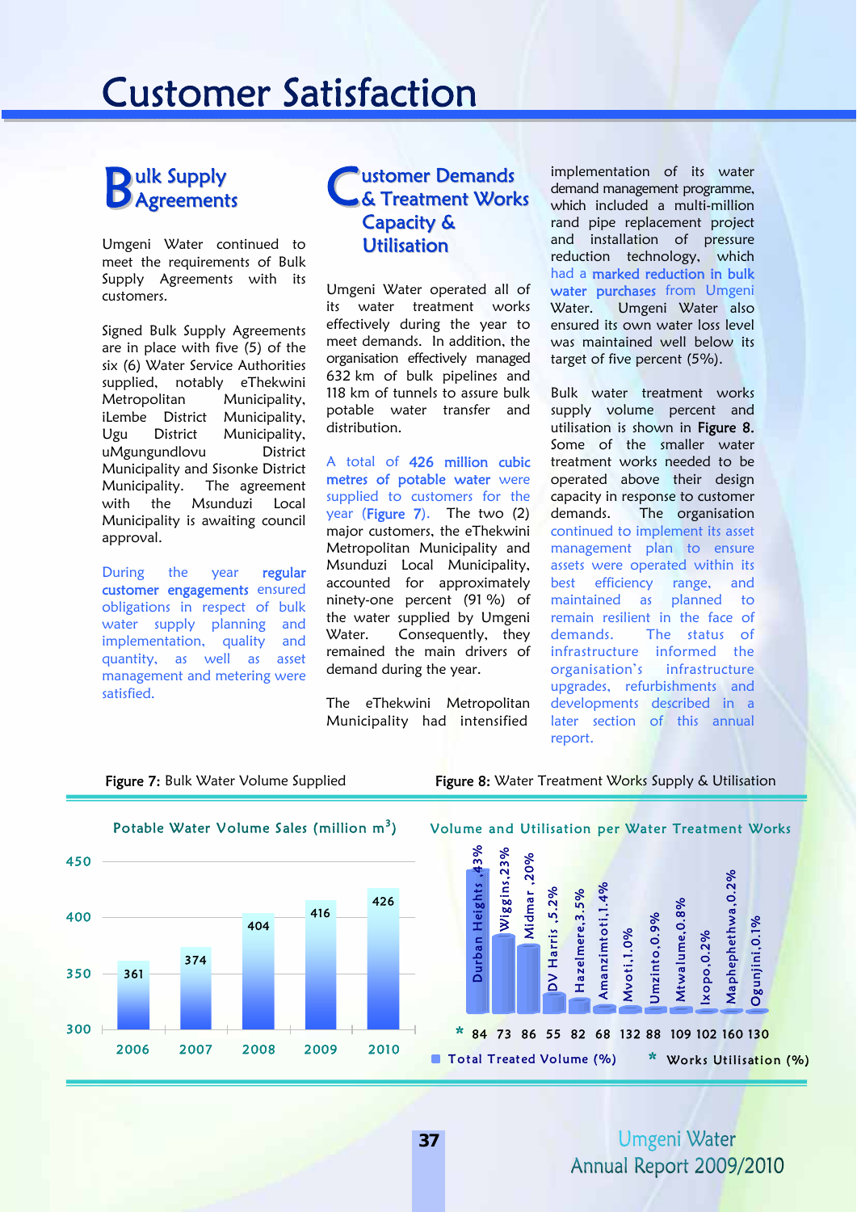# Customer Satisfaction

## Bulk Supply Agreements

Umgeni Water continued to meet the requirements of Bulk Supply Agreements with its customers.

Signed Bulk Supply Agreements are in place with five (5) of the six (6) Water Service Authorities supplied, notably eThekwini Metropolitan Municipality, iLembe District Municipality, Ugu District Municipality, uMgungundlovu District Municipality and Sisonke District Municipality. The agreement with the Msunduzi Local Municipality is awaiting council approval.

During the year **regular customer engagements** ensured obligations in respect of bulk water supply planning and implementation, quality and quantity, as well as asset management and metering were satisfied.

## Customer Demands & Treatment Works Capacity & Utilisation

Umgeni Water operated all of its water treatment works effectively during the year to meet demands. In addition, the organisation effectively managed 632 km of bulk pipelines and 118 km of tunnels to assure bulk potable water transfer and distribution.

A total of **426 million cubic metres of potable water** were supplied to customers for the year (**Figure 7**). The two (2) major customers, the eThekwini Metropolitan Municipality and Msunduzi Local Municipality, accounted for approximately ninety-one percent (91 %) of the water supplied by Umgeni Water. Consequently, they remained the main drivers of demand during the year.

The eThekwini Metropolitan Municipality had intensified implementation of its water demand management programme, which included a multi-million rand pipe replacement project and installation of pressure reduction technology, which had a **marked reduction in bulk water purchases** from Umgeni Water. Umgeni Water also ensured its own water loss level was maintained well below its target of five percent (5%).

Bulk water treatment works supply volume percent and utilisation is shown in **Figure 8.** Some of the smaller water treatment works needed to be operated above their design capacity in response to customer demands. The organisation continued to implement its asset management plan to ensure assets were operated within its best efficiency range, and maintained as planned to remain resilient in the face of demands. The status of infrastructure informed the organisation's infrastructure upgrades, refurbishments and developments described in a later section of this annual report.

**Figure 7:** Bulk Water Volume Supplied

Potable Water Volume Sales (million m$^3$)

| Year | Volume (million m$^3$) |
|---|---|
| 2006 | 361 |
| 2007 | 374 |
| 2008 | 404 |
| 2009 | 416 |
| 2010 | 426 |

**Figure 8:** Water Treatment Works Supply & Utilisation

Volume and Utilisation per Water Treatment Works

| Water Treatment Works | Total Treated Volume (%) | Works Utilisation (%) |
|---|---|---|
| Durban Heights | 43% | 84 |
| Wiggins | 23% | 73 |
| Midmar | 20% | 86 |
| DV Harris | 5.2% | 55 |
| Hazelmere | 3.5% | 82 |
| Amanzimtoti | 1.4% | 68 |
| Mvoti | 1.0% | 132 |
| Umzinto | 0.9% | 88 |
| Mtwalume | 0.8% | 109 |
| Ixopo | 0.2% | 102 |
| Maphephethwa | 0.2% | 160 |
| Ogunjini | 0.1% | 130 |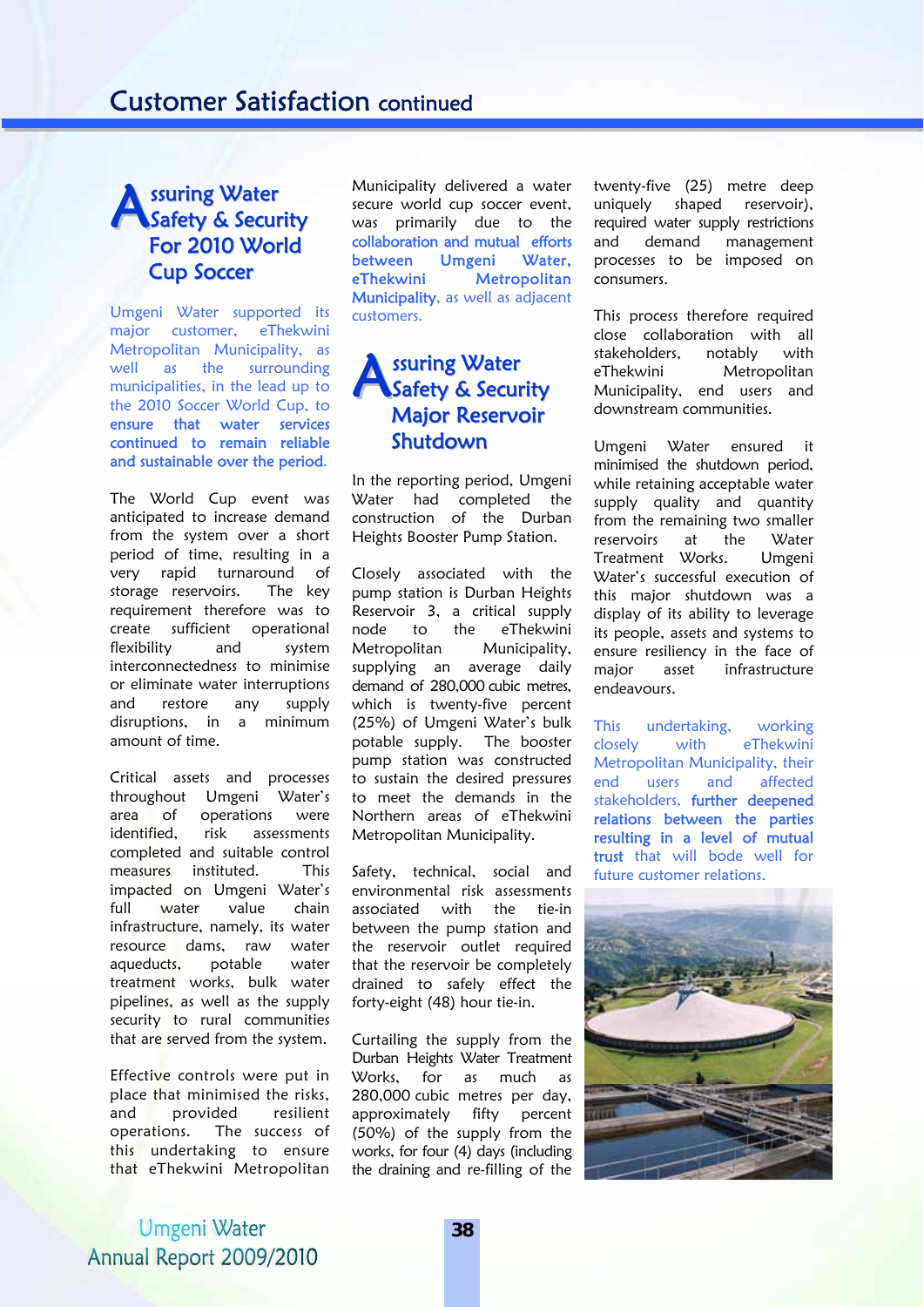## Assuring Water Safety & Security For 2010 World Cup Soccer

Umgeni Water supported its major customer, eThekwini Metropolitan Municipality, as well as the surrounding municipalities, in the lead up to the 2010 Soccer World Cup, to **ensure that water services continued to remain reliable and sustainable over the period.**

The World Cup event was anticipated to increase demand from the system over a short period of time, resulting in a very rapid turnaround of storage reservoirs. The key requirement therefore was to create sufficient operational flexibility and system interconnectedness to minimise or eliminate water interruptions and restore any supply disruptions, in a minimum amount of time.

Critical assets and processes throughout Umgeni Water's area of operations were identified, risk assessments completed and suitable control measures instituted. This impacted on Umgeni Water's full water value chain infrastructure, namely, its water resource dams, raw water aqueducts, potable water treatment works, bulk water pipelines, as well as the supply security to rural communities that are served from the system.

Effective controls were put in place that minimised the risks, and provided resilient operations. The success of this undertaking to ensure that eThekwini Metropolitan Municipality delivered a water secure world cup soccer event, was primarily due to the **collaboration and mutual efforts between Umgeni Water, eThekwini Metropolitan Municipality**, as well as adjacent customers.

## Assuring Water Safety & Security Major Reservoir Shutdown

In the reporting period, Umgeni Water had completed the construction of the Durban Heights Booster Pump Station.

Closely associated with the pump station is Durban Heights Reservoir 3, a critical supply node to the eThekwini Metropolitan Municipality, supplying an average daily demand of 280,000 cubic metres, which is twenty-five percent (25%) of Umgeni Water's bulk potable supply. The booster pump station was constructed to sustain the desired pressures to meet the demands in the Northern areas of eThekwini Metropolitan Municipality.

Safety, technical, social and environmental risk assessments associated with the tie-in between the pump station and the reservoir outlet required that the reservoir be completely drained to safely effect the forty-eight (48) hour tie-in.

Curtailing the supply from the Durban Heights Water Treatment Works, for as much as 280,000 cubic metres per day, approximately fifty percent (50%) of the supply from the works, for four (4) days (including the draining and re-filling of the twenty-five (25) metre deep uniquely shaped reservoir), required water supply restrictions and demand management processes to be imposed on consumers.

This process therefore required close collaboration with all stakeholders, notably with eThekwini Metropolitan Municipality, end users and downstream communities.

Umgeni Water ensured it minimised the shutdown period, while retaining acceptable water supply quality and quantity from the remaining two smaller reservoirs at the Water Treatment Works. Umgeni Water's successful execution of this major shutdown was a display of its ability to leverage its people, assets and systems to ensure resiliency in the face of major asset infrastructure endeavours.

This undertaking, working closely with eThekwini Metropolitan Municipality, their end users and affected stakeholders, **further deepened relations between the parties resulting in a level of mutual trust** that will bode well for future customer relations.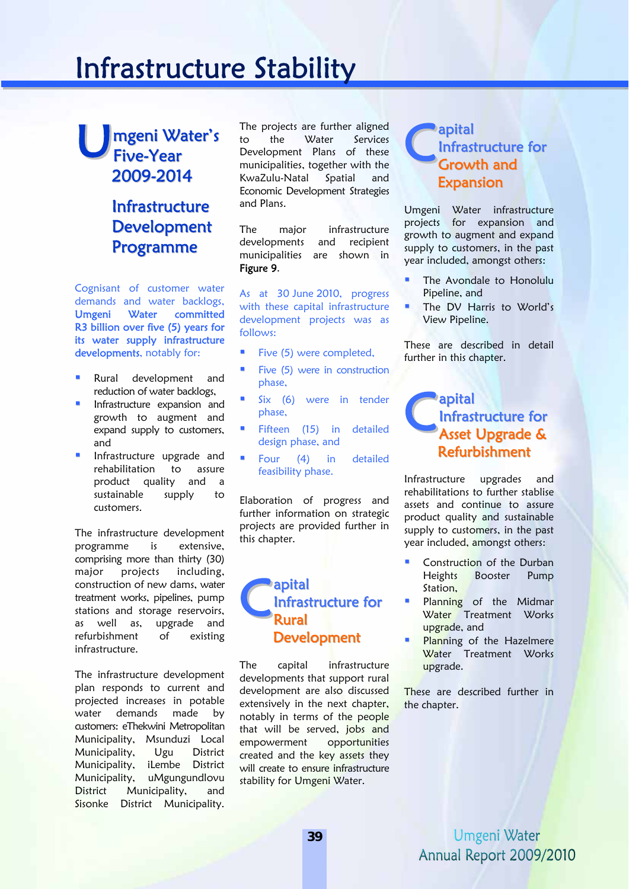# Infrastructure Stability

## Umgeni Water's Five-Year 2009-2014

## Infrastructure Development Programme

Cognisant of customer water demands and water backlogs, **Umgeni Water committed R3 billion over five (5) years for its water supply infrastructure developments**, notably for:

- Rural development and reduction of water backlogs,
- Infrastructure expansion and growth to augment and expand supply to customers, and
- Infrastructure upgrade and rehabilitation to assure product quality and a sustainable supply to customers.

The infrastructure development programme is extensive, comprising more than thirty (30) major projects including, construction of new dams, water treatment works, pipelines, pump stations and storage reservoirs, as well as, upgrade and refurbishment of existing infrastructure.

The infrastructure development plan responds to current and projected increases in potable water demands made by customers: eThekwini Metropolitan Municipality, Msunduzi Local Municipality, Ugu District Municipality, iLembe District Municipality, uMgungundlovu District Municipality, and Sisonke District Municipality.

The projects are further aligned to the Water Services Development Plans of these municipalities, together with the KwaZulu-Natal Spatial and Economic Development Strategies and Plans.

The major infrastructure developments and recipient municipalities are shown in **Figure 9**.

As at 30 June 2010, progress with these capital infrastructure development projects was as follows:

- Five (5) were completed,
- Five (5) were in construction phase,
- Six (6) were in tender phase,
- Fifteen (15) in detailed design phase, and
- Four (4) in detailed feasibility phase.

Elaboration of progress and further information on strategic projects are provided further in this chapter.

## Capital Infrastructure for Rural Development

The capital infrastructure developments that support rural development are also discussed extensively in the next chapter, notably in terms of the people that will be served, jobs and empowerment opportunities created and the key assets they will create to ensure infrastructure stability for Umgeni Water.

## Capital Infrastructure for Growth and Expansion

Umgeni Water infrastructure projects for expansion and growth to augment and expand supply to customers, in the past year included, amongst others:

- The Avondale to Honolulu Pipeline, and
- The DV Harris to World's View Pipeline.

These are described in detail further in this chapter.

## Capital Infrastructure for Asset Upgrade & Refurbishment

Infrastructure upgrades and rehabilitations to further stablise assets and continue to assure product quality and sustainable supply to customers, in the past year included, amongst others:

- Construction of the Durban Heights Booster Pump Station,
- Planning of the Midmar Water Treatment Works upgrade, and
- Planning of the Hazelmere Water Treatment Works upgrade.

These are described further in the chapter.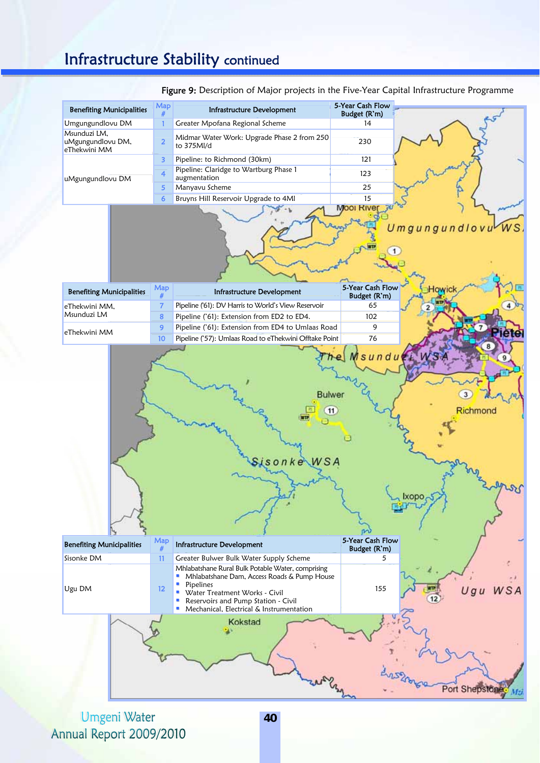# Infrastructure Stability continued

**Figure 9:** Description of Major projects in the Five-Year Capital Infrastructure Programme

| Benefiting Municipalities | Map # | Infrastructure Development | 5-Year Cash Flow Budget (R'm) |
|---|---|---|---|
| Umgungundlovu DM | 1 | Greater Mpofana Regional Scheme | 14 |
| Msunduzi LM, uMgungundlovu DM, eThekwini MM | 2 | Midmar Water Work: Upgrade Phase 2 from 250 to 375Ml/d | 230 |
| uMgungundlovu DM | 3 | Pipeline: to Richmond (30km) | 121 |
| | 4 | Pipeline: Claridge to Wartburg Phase 1 augmentation | 123 |
| | 5 | Manyavu Scheme | 25 |
| | 6 | Bruyns Hill Reservoir Upgrade to 4Ml | 15 |

| Benefiting Municipalities | Map # | Infrastructure Development | 5-Year Cash Flow Budget (R'm) |
|---|---|---|---|
| eThekwini MM, Msunduzi LM | 7 | Pipeline ('61): DV Harris to World's View Reservoir | 65 |
| | 8 | Pipeline ('61): Extension from ED2 to ED4. | 102 |
| eThekwini MM | 9 | Pipeline ('61): Extension from ED4 to Umlaas Road | 9 |
| | 10 | Pipeline ('57): Umlaas Road to eThekwini Offtake Point | 76 |

| Benefiting Municipalities | Map # | Infrastructure Development | 5-Year Cash Flow Budget (R'm) |
|---|---|---|---|
| Sisonke DM | 11 | Greater Bulwer Bulk Water Supply Scheme | 5 |
| Ugu DM | 12 | Mhlabatshane Rural Bulk Potable Water, comprising<br>▪ Mhlabatshane Dam, Access Roads & Pump House<br>▪ Pipelines<br>▪ Water Treatment Works - Civil<br>▪ Reservoirs and Pump Station - Civil<br>▪ Mechanical, Electrical & Instrumentation | 155 |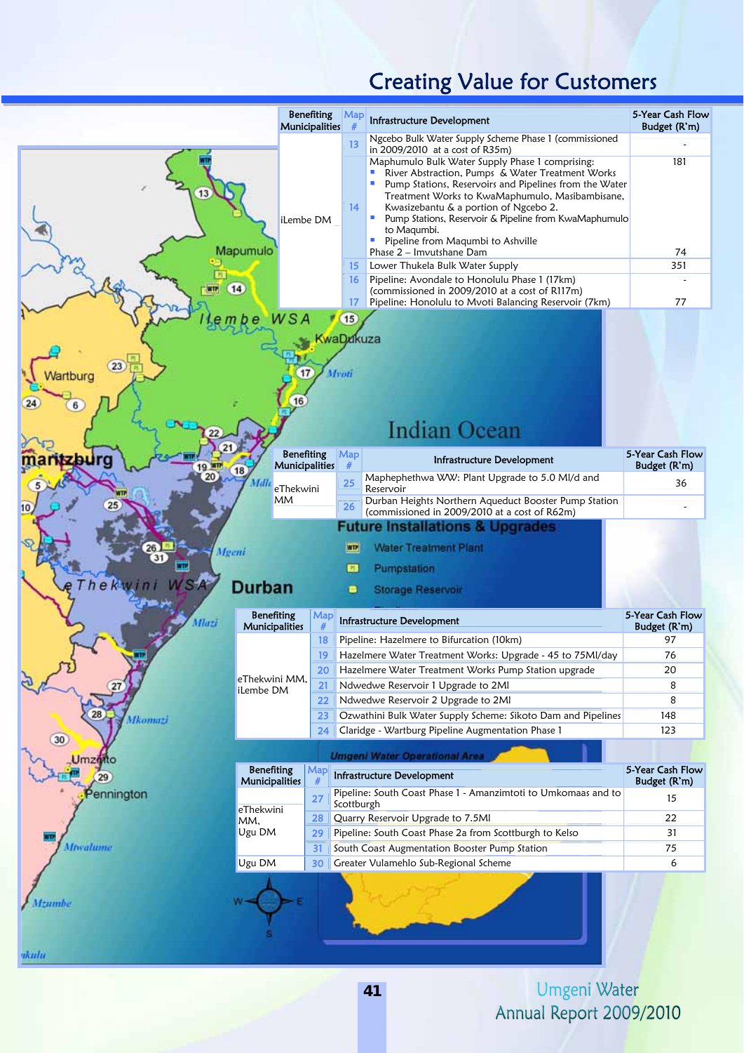# Creating Value for Customers

| Benefiting Municipalities | Map # | Infrastructure Development | 5-Year Cash Flow Budget (R'm) |
|---|---|---|---|
| iLembe DM | 13 | Ngcebo Bulk Water Supply Scheme Phase 1 (commissioned in 2009/2010 at a cost of R35m) | - |
| | 14 | Maphumulo Bulk Water Supply Phase 1 comprising: ▪ River Abstraction, Pumps & Water Treatment Works ▪ Pump Stations, Reservoirs and Pipelines from the Water Treatment Works to KwaMaphumulo, Masibambisane, Kwasizebantu & a portion of Ngcebo 2. ▪ Pump Stations, Reservoir & Pipeline from KwaMaphumulo to Maqumbi. ▪ Pipeline from Maqumbi to Ashville | 181 |
| | | Phase 2 – Imvutshane Dam | 74 |
| | 15 | Lower Thukela Bulk Water Supply | 351 |
| | 16 | Pipeline: Avondale to Honolulu Phase 1 (17km) (commissioned in 2009/2010 at a cost of R117m) | - |
| | 17 | Pipeline: Honolulu to Mvoti Balancing Reservoir (7km) | 77 |

| Benefiting Municipalities | Map # | Infrastructure Development | 5-Year Cash Flow Budget (R'm) |
|---|---|---|---|
| eThekwini MM | 25 | Maphephethwa WW: Plant Upgrade to 5.0 Ml/d and Reservoir | 36 |
| | 26 | Durban Heights Northern Aqueduct Booster Pump Station (commissioned in 2009/2010 at a cost of R62m) | - |

| Benefiting Municipalities | Map # | Infrastructure Development | 5-Year Cash Flow Budget (R'm) |
|---|---|---|---|
| eThekwini MM, iLembe DM | 18 | Pipeline: Hazelmere to Bifurcation (10km) | 97 |
| | 19 | Hazelmere Water Treatment Works: Upgrade - 45 to 75Ml/day | 76 |
| | 20 | Hazelmere Water Treatment Works Pump Station upgrade | 20 |
| | 21 | Ndwedwe Reservoir 1 Upgrade to 2Ml | 8 |
| | 22 | Ndwedwe Reservoir 2 Upgrade to 2Ml | 8 |
| | 23 | Ozwathini Bulk Water Supply Scheme: Sikoto Dam and Pipelines | 148 |
| | 24 | Claridge - Wartburg Pipeline Augmentation Phase 1 | 123 |

| Benefiting Municipalities | Map # | Infrastructure Development | 5-Year Cash Flow Budget (R'm) |
|---|---|---|---|
| eThekwini MM, Ugu DM | 27 | Pipeline: South Coast Phase 1 - Amanzimtoti to Umkomaas and to Scottburgh | 15 |
| | 28 | Quarry Reservoir Upgrade to 7.5Ml | 22 |
| | 29 | Pipeline: South Coast Phase 2a from Scottburgh to Kelso | 31 |
| | 31 | South Coast Augmentation Booster Pump Station | 75 |
| Ugu DM | 30 | Greater Vulamehlo Sub-Regional Scheme | 6 |

**Future Installations & Upgrades**

- Water Treatment Plant
- Pumpstation
- Storage Reservoir

*Umgeni Water Operational Area*

Umgeni Water Annual Report 2009/2010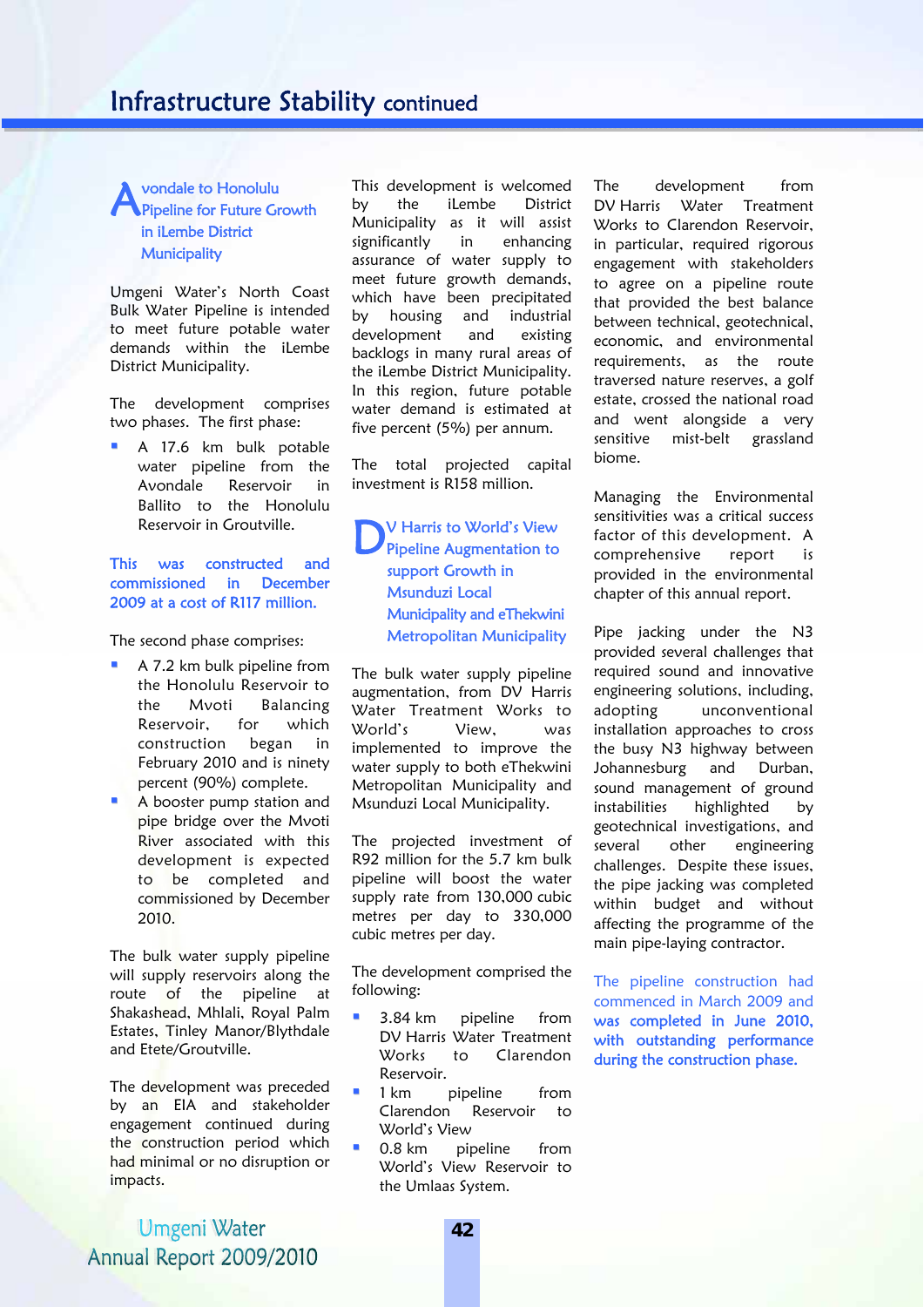# Infrastructure Stability continued

## Avondale to Honolulu Pipeline for Future Growth in iLembe District Municipality

Umgeni Water's North Coast Bulk Water Pipeline is intended to meet future potable water demands within the iLembe District Municipality.

The development comprises two phases. The first phase:

- A 17.6 km bulk potable water pipeline from the Avondale Reservoir in Ballito to the Honolulu Reservoir in Groutville.

**This was constructed and commissioned in December 2009 at a cost of R117 million.**

The second phase comprises:

- A 7.2 km bulk pipeline from the Honolulu Reservoir to the Mvoti Balancing Reservoir, for which construction began in February 2010 and is ninety percent (90%) complete.
- A booster pump station and pipe bridge over the Mvoti River associated with this development is expected to be completed and commissioned by December 2010.

The bulk water supply pipeline will supply reservoirs along the route of the pipeline at Shakashead, Mhlali, Royal Palm Estates, Tinley Manor/Blythdale and Etete/Groutville.

The development was preceded by an EIA and stakeholder engagement continued during the construction period which had minimal or no disruption or impacts.

This development is welcomed by the iLembe District Municipality as it will assist significantly in enhancing assurance of water supply to meet future growth demands, which have been precipitated by housing and industrial development and existing backlogs in many rural areas of the iLembe District Municipality. In this region, future potable water demand is estimated at five percent (5%) per annum.

The total projected capital investment is R158 million.

## DV Harris to World's View Pipeline Augmentation to support Growth in Msunduzi Local Municipality and eThekwini Metropolitan Municipality

The bulk water supply pipeline augmentation, from DV Harris Water Treatment Works to World's View, was implemented to improve the water supply to both eThekwini Metropolitan Municipality and Msunduzi Local Municipality.

The projected investment of R92 million for the 5.7 km bulk pipeline will boost the water supply rate from 130,000 cubic metres per day to 330,000 cubic metres per day.

The development comprised the following:

- 3.84 km pipeline from DV Harris Water Treatment Works to Clarendon Reservoir.
- 1 km pipeline from Clarendon Reservoir to World's View
- 0.8 km pipeline from World's View Reservoir to the Umlaas System.

The development from DV Harris Water Treatment Works to Clarendon Reservoir, in particular, required rigorous engagement with stakeholders to agree on a pipeline route that provided the best balance between technical, geotechnical, economic, and environmental requirements, as the route traversed nature reserves, a golf estate, crossed the national road and went alongside a very sensitive mist-belt grassland biome.

Managing the Environmental sensitivities was a critical success factor of this development. A comprehensive report is provided in the environmental chapter of this annual report.

Pipe jacking under the N3 provided several challenges that required sound and innovative engineering solutions, including, adopting unconventional installation approaches to cross the busy N3 highway between Johannesburg and Durban, sound management of ground instabilities highlighted by geotechnical investigations, and several other engineering challenges. Despite these issues, the pipe jacking was completed within budget and without affecting the programme of the main pipe-laying contractor.

The pipeline construction had commenced in March 2009 and **was completed in June 2010, with outstanding performance during the construction phase.**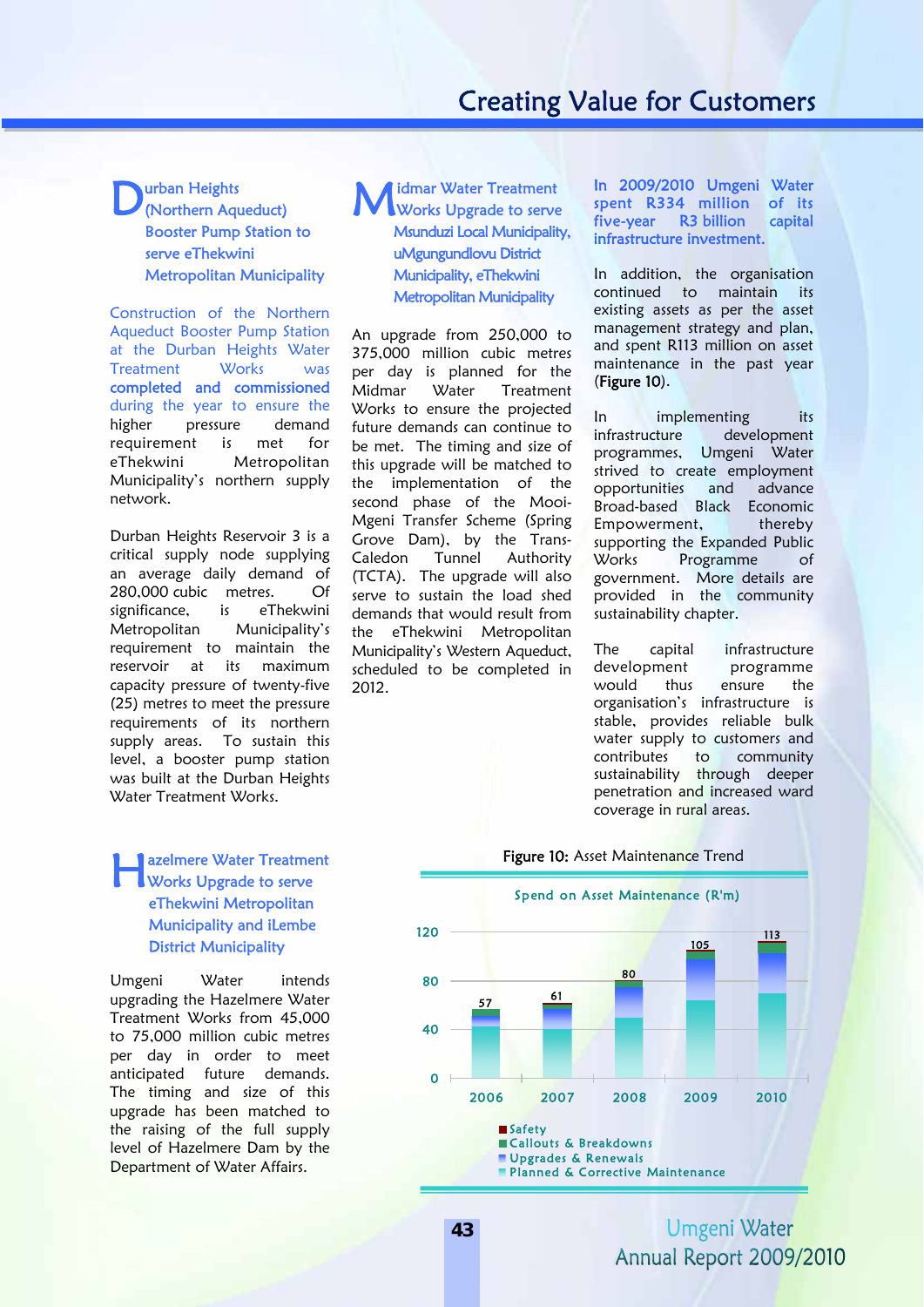# Creating Value for Customers

## Durban Heights (Northern Aqueduct) Booster Pump Station to serve eThekwini Metropolitan Municipality

Construction of the Northern Aqueduct Booster Pump Station at the Durban Heights Water Treatment Works was **completed and commissioned** during the year to ensure the higher pressure demand requirement is met for eThekwini Metropolitan Municipality's northern supply network.

Durban Heights Reservoir 3 is a critical supply node supplying an average daily demand of 280,000 cubic metres. Of significance, is eThekwini Metropolitan Municipality's requirement to maintain the reservoir at its maximum capacity pressure of twenty-five (25) metres to meet the pressure requirements of its northern supply areas. To sustain this level, a booster pump station was built at the Durban Heights Water Treatment Works.

## Hazelmere Water Treatment Works Upgrade to serve eThekwini Metropolitan Municipality and iLembe District Municipality

Umgeni Water intends upgrading the Hazelmere Water Treatment Works from 45,000 to 75,000 million cubic metres per day in order to meet anticipated future demands. The timing and size of this upgrade has been matched to the raising of the full supply level of Hazelmere Dam by the Department of Water Affairs.

## Midmar Water Treatment Works Upgrade to serve Msunduzi Local Municipality, uMgungundlovu District Municipality, eThekwini Metropolitan Municipality

An upgrade from 250,000 to 375,000 million cubic metres per day is planned for the Midmar Water Treatment Works to ensure the projected future demands can continue to be met. The timing and size of this upgrade will be matched to the implementation of the second phase of the Mooi-Mgeni Transfer Scheme (Spring Grove Dam), by the Trans-Caledon Tunnel Authority (TCTA). The upgrade will also serve to sustain the load shed demands that would result from the eThekwini Metropolitan Municipality's Western Aqueduct, scheduled to be completed in 2012.

**In 2009/2010 Umgeni Water spent R334 million of its five-year R3 billion capital infrastructure investment.**

In addition, the organisation continued to maintain its existing assets as per the asset management strategy and plan, and spent R113 million on asset maintenance in the past year (**Figure 10**).

In implementing its infrastructure development programmes, Umgeni Water strived to create employment opportunities and advance Broad-based Black Economic Empowerment, thereby supporting the Expanded Public Works Programme of government. More details are provided in the community sustainability chapter.

The capital infrastructure development programme would thus ensure the organisation's infrastructure is stable, provides reliable bulk water supply to customers and contributes to community sustainability through deeper penetration and increased ward coverage in rural areas.

**Figure 10:** Asset Maintenance Trend

Spend on Asset Maintenance (R'm)

| Year | Total |
|---|---|
| 2006 | 57 |
| 2007 | 61 |
| 2008 | 80 |
| 2009 | 105 |
| 2010 | 113 |

Legend: Safety; Callouts & Breakdowns; Upgrades & Renewals; Planned & Corrective Maintenance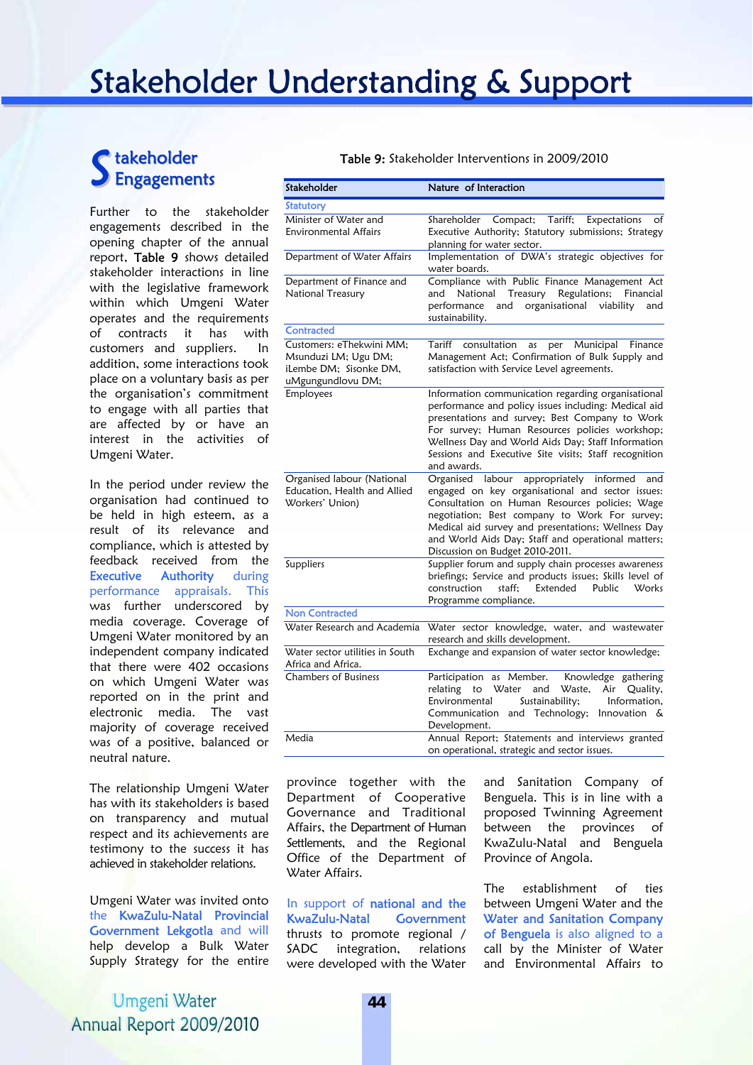# Stakeholder Understanding & Support

## Stakeholder Engagements

Further to the stakeholder engagements described in the opening chapter of the annual report, **Table 9** shows detailed stakeholder interactions in line with the legislative framework within which Umgeni Water operates and the requirements of contracts it has with customers and suppliers. In addition, some interactions took place on a voluntary basis as per the organisation's commitment to engage with all parties that are affected by or have an interest in the activities of Umgeni Water.

In the period under review the organisation had continued to be held in high esteem, as a result of its relevance and compliance, which is attested by feedback received from the **Executive Authority** during performance appraisals. This was further underscored by media coverage. Coverage of Umgeni Water monitored by an independent company indicated that there were 402 occasions on which Umgeni Water was reported on in the print and electronic media. The vast majority of coverage received was of a positive, balanced or neutral nature.

The relationship Umgeni Water has with its stakeholders is based on transparency and mutual respect and its achievements are testimony to the success it has achieved in stakeholder relations.

Umgeni Water was invited onto the **KwaZulu-Natal Provincial Government Lekgotla** and will help develop a Bulk Water Supply Strategy for the entire province together with the Department of Cooperative Governance and Traditional Affairs, the Department of Human Settlements, and the Regional Office of the Department of Water Affairs.

In support of **national and the KwaZulu-Natal Government** thrusts to promote regional / SADC integration, relations were developed with the Water and Sanitation Company of Benguela. This is in line with a proposed Twinning Agreement between the provinces of KwaZulu-Natal and Benguela Province of Angola.

The establishment of ties between Umgeni Water and the **Water and Sanitation Company of Benguela** is also aligned to a call by the Minister of Water and Environmental Affairs to

**Table 9:** Stakeholder Interventions in 2009/2010

| Stakeholder | Nature of Interaction |
|---|---|
| **Statutory** | |
| Minister of Water and Environmental Affairs | Shareholder Compact; Tariff; Expectations of Executive Authority; Statutory submissions; Strategy planning for water sector. |
| Department of Water Affairs | Implementation of DWA's strategic objectives for water boards. |
| Department of Finance and National Treasury | Compliance with Public Finance Management Act and National Treasury Regulations; Financial performance and organisational viability and sustainability. |
| **Contracted** | |
| Customers: eThekwini MM; Msunduzi LM; Ugu DM; iLembe DM; Sisonke DM, uMgungundlovu DM; | Tariff consultation as per Municipal Finance Management Act; Confirmation of Bulk Supply and satisfaction with Service Level agreements. |
| Employees | Information communication regarding organisational performance and policy issues including: Medical aid presentations and survey; Best Company to Work For survey; Human Resources policies workshop; Wellness Day and World Aids Day; Staff Information Sessions and Executive Site visits; Staff recognition and awards. |
| Organised labour (National Education, Health and Allied Workers' Union) | Organised labour appropriately informed and engaged on key organisational and sector issues: Consultation on Human Resources policies; Wage negotiation; Best company to Work For survey; Medical aid survey and presentations; Wellness Day and World Aids Day; Staff and operational matters; Discussion on Budget 2010-2011. |
| Suppliers | Supplier forum and supply chain processes awareness briefings; Service and products issues; Skills level of construction staff; Extended Public Works Programme compliance. |
| **Non Contracted** | |
| Water Research and Academia | Water sector knowledge, water, and wastewater research and skills development. |
| Water sector utilities in South Africa and Africa. | Exchange and expansion of water sector knowledge; |
| Chambers of Business | Participation as Member. Knowledge gathering relating to Water and Waste, Air Quality, Environmental Sustainability; Information, Communication and Technology; Innovation & Development. |
| Media | Annual Report; Statements and interviews granted on operational, strategic and sector issues. |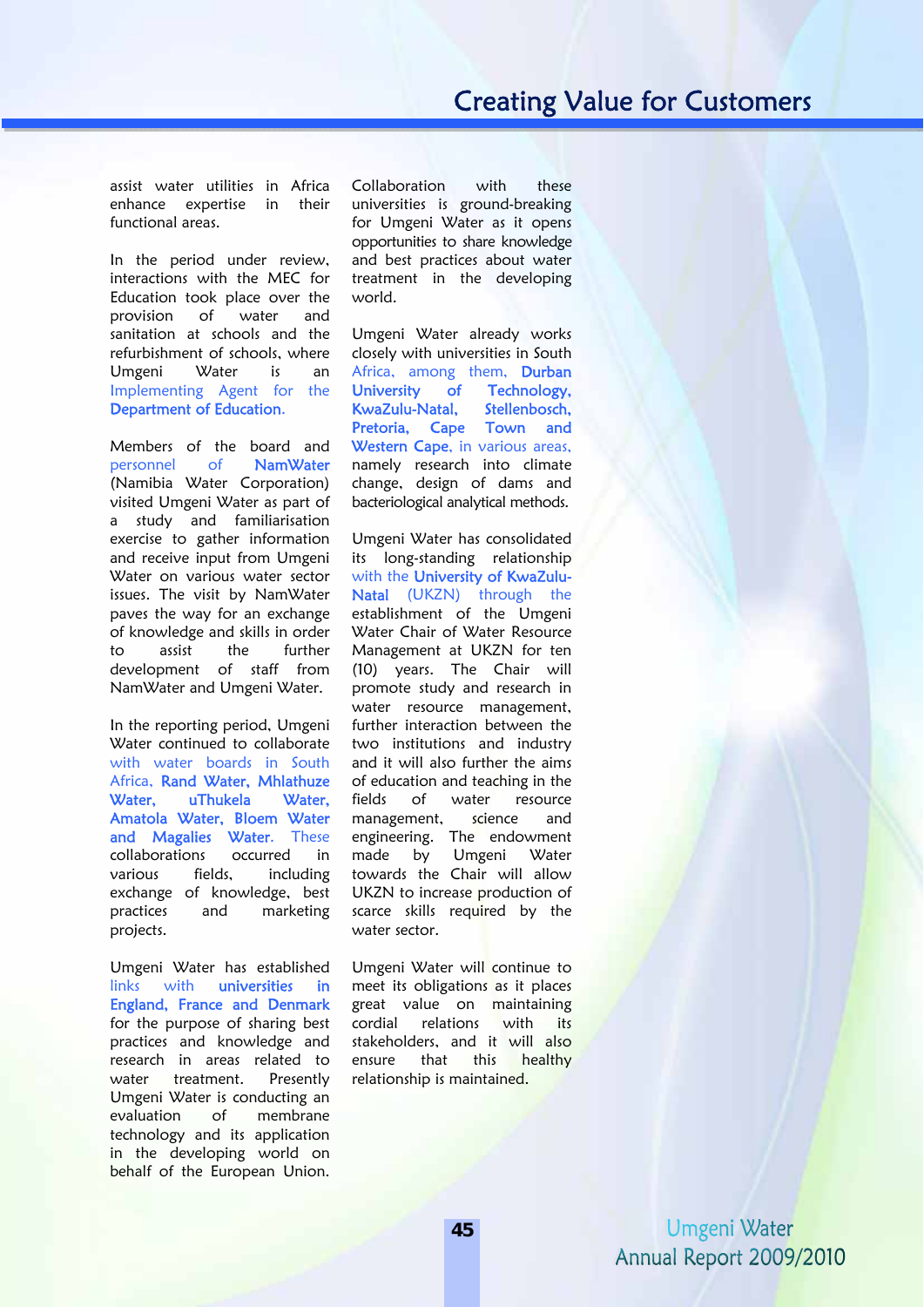assist water utilities in Africa enhance expertise in their functional areas.

In the period under review, interactions with the MEC for Education took place over the provision of water and sanitation at schools and the refurbishment of schools, where Umgeni Water is an Implementing Agent for the **Department of Education**.

Members of the board and personnel of **NamWater** (Namibia Water Corporation) visited Umgeni Water as part of a study and familiarisation exercise to gather information and receive input from Umgeni Water on various water sector issues. The visit by NamWater paves the way for an exchange of knowledge and skills in order to assist the further development of staff from NamWater and Umgeni Water.

In the reporting period, Umgeni Water continued to collaborate with water boards in South Africa, **Rand Water, Mhlathuze Water, uThukela Water, Amatola Water, Bloem Water and Magalies Water**. These collaborations occurred in various fields, including exchange of knowledge, best practices and marketing projects.

Umgeni Water has established links with **universities in England, France and Denmark** for the purpose of sharing best practices and knowledge and research in areas related to water treatment. Presently Umgeni Water is conducting an evaluation of membrane technology and its application in the developing world on behalf of the European Union.

Collaboration with these universities is ground-breaking for Umgeni Water as it opens opportunities to share knowledge and best practices about water treatment in the developing world.

Umgeni Water already works closely with universities in South Africa, among them, **Durban University of Technology, KwaZulu-Natal, Stellenbosch, Pretoria, Cape Town and Western Cape**, in various areas, namely research into climate change, design of dams and bacteriological analytical methods.

Umgeni Water has consolidated its long-standing relationship with the **University of KwaZulu-Natal** (UKZN) through the establishment of the Umgeni Water Chair of Water Resource Management at UKZN for ten (10) years. The Chair will promote study and research in water resource management, further interaction between the two institutions and industry and it will also further the aims of education and teaching in the fields of water resource management, science and engineering. The endowment made by Umgeni Water towards the Chair will allow UKZN to increase production of scarce skills required by the water sector.

Umgeni Water will continue to meet its obligations as it places great value on maintaining cordial relations with its stakeholders, and it will also ensure that this healthy relationship is maintained.